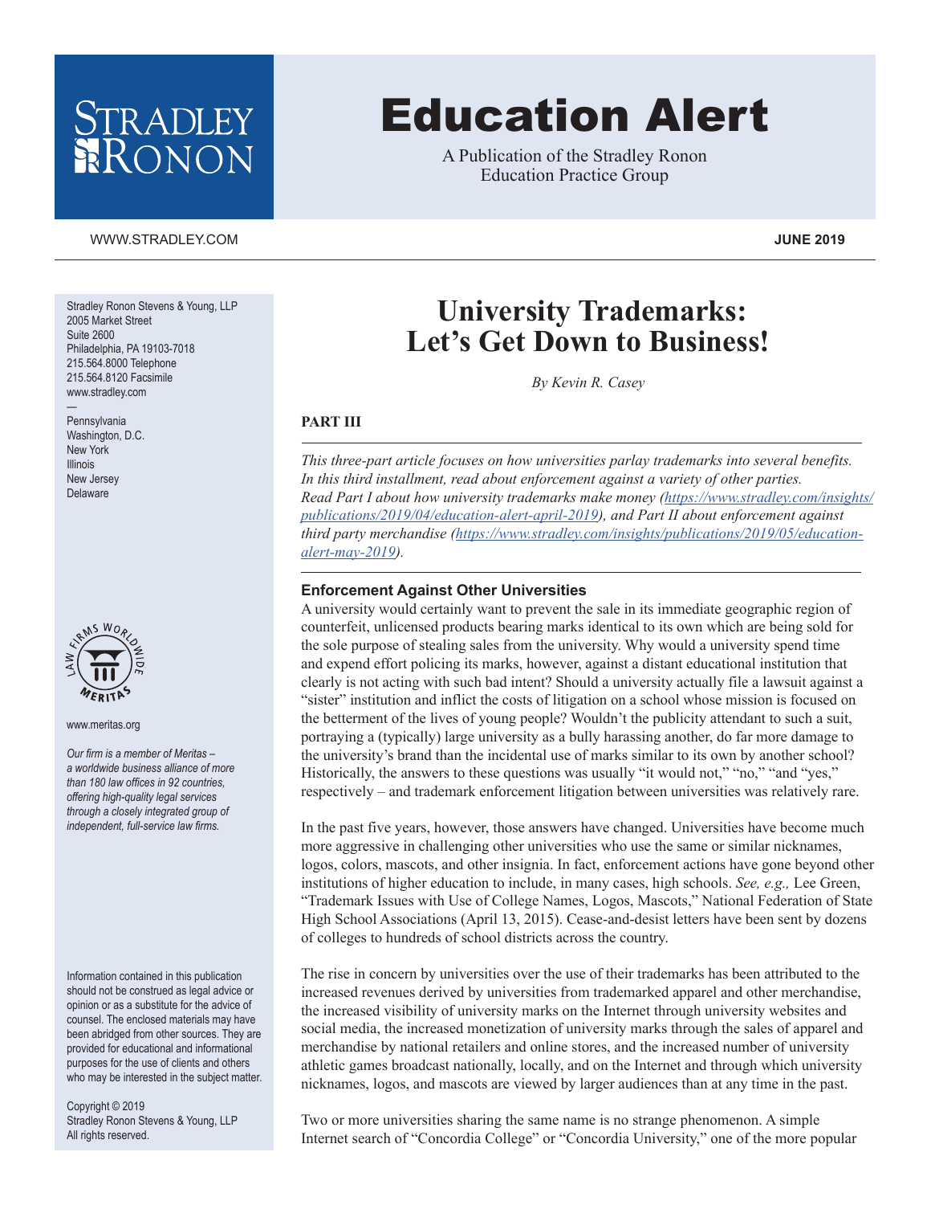# Education Alert

A Publication of the Stradley Ronon Education Practice Group

WWW.STRADLEY.COM

**JUNE 2019**

Stradley Ronon Stevens & Young, LLP
2005 Market Street
Suite 2600
Philadelphia, PA 19103-7018
215.564.8000 Telephone
215.564.8120 Facsimile
www.stradley.com

—

Pennsylvania
Washington, D.C.
New York
Illinois
New Jersey
Delaware

www.meritas.org

*Our firm is a member of Meritas – a worldwide business alliance of more than 180 law offices in 92 countries, offering high-quality legal services through a closely integrated group of independent, full-service law firms.*

Information contained in this publication should not be construed as legal advice or opinion or as a substitute for the advice of counsel. The enclosed materials may have been abridged from other sources. They are provided for educational and informational purposes for the use of clients and others who may be interested in the subject matter.

Copyright © 2019
Stradley Ronon Stevens & Young, LLP
All rights reserved.

# University Trademarks: Let's Get Down to Business!

*By Kevin R. Casey*

**PART III**

*This three-part article focuses on how universities parlay trademarks into several benefits. In this third installment, read about enforcement against a variety of other parties. Read Part I about how university trademarks make money (https://www.stradley.com/insights/publications/2019/04/education-alert-april-2019), and Part II about enforcement against third party merchandise (https://www.stradley.com/insights/publications/2019/05/education-alert-may-2019).*

## Enforcement Against Other Universities

A university would certainly want to prevent the sale in its immediate geographic region of counterfeit, unlicensed products bearing marks identical to its own which are being sold for the sole purpose of stealing sales from the university. Why would a university spend time and expend effort policing its marks, however, against a distant educational institution that clearly is not acting with such bad intent? Should a university actually file a lawsuit against a "sister" institution and inflict the costs of litigation on a school whose mission is focused on the betterment of the lives of young people? Wouldn't the publicity attendant to such a suit, portraying a (typically) large university as a bully harassing another, do far more damage to the university's brand than the incidental use of marks similar to its own by another school? Historically, the answers to these questions was usually "it would not," "no," "and "yes," respectively – and trademark enforcement litigation between universities was relatively rare.

In the past five years, however, those answers have changed. Universities have become much more aggressive in challenging other universities who use the same or similar nicknames, logos, colors, mascots, and other insignia. In fact, enforcement actions have gone beyond other institutions of higher education to include, in many cases, high schools. *See, e.g.,* Lee Green, "Trademark Issues with Use of College Names, Logos, Mascots," National Federation of State High School Associations (April 13, 2015). Cease-and-desist letters have been sent by dozens of colleges to hundreds of school districts across the country.

The rise in concern by universities over the use of their trademarks has been attributed to the increased revenues derived by universities from trademarked apparel and other merchandise, the increased visibility of university marks on the Internet through university websites and social media, the increased monetization of university marks through the sales of apparel and merchandise by national retailers and online stores, and the increased number of university athletic games broadcast nationally, locally, and on the Internet and through which university nicknames, logos, and mascots are viewed by larger audiences than at any time in the past.

Two or more universities sharing the same name is no strange phenomenon. A simple Internet search of "Concordia College" or "Concordia University," one of the more popular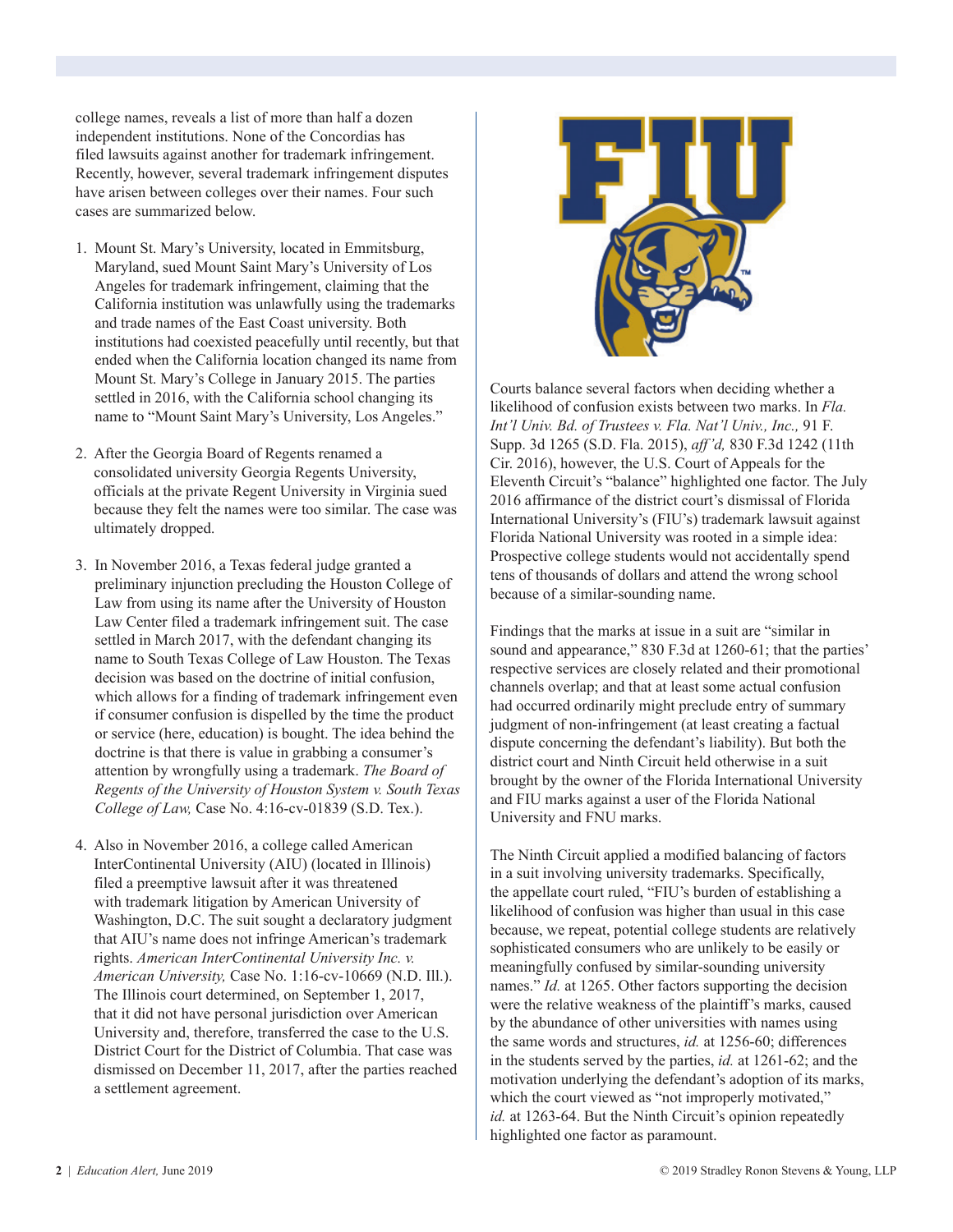college names, reveals a list of more than half a dozen independent institutions. None of the Concordias has filed lawsuits against another for trademark infringement. Recently, however, several trademark infringement disputes have arisen between colleges over their names. Four such cases are summarized below.

1. Mount St. Mary's University, located in Emmitsburg, Maryland, sued Mount Saint Mary's University of Los Angeles for trademark infringement, claiming that the California institution was unlawfully using the trademarks and trade names of the East Coast university. Both institutions had coexisted peacefully until recently, but that ended when the California location changed its name from Mount St. Mary's College in January 2015. The parties settled in 2016, with the California school changing its name to "Mount Saint Mary's University, Los Angeles."

2. After the Georgia Board of Regents renamed a consolidated university Georgia Regents University, officials at the private Regent University in Virginia sued because they felt the names were too similar. The case was ultimately dropped.

3. In November 2016, a Texas federal judge granted a preliminary injunction precluding the Houston College of Law from using its name after the University of Houston Law Center filed a trademark infringement suit. The case settled in March 2017, with the defendant changing its name to South Texas College of Law Houston. The Texas decision was based on the doctrine of initial confusion, which allows for a finding of trademark infringement even if consumer confusion is dispelled by the time the product or service (here, education) is bought. The idea behind the doctrine is that there is value in grabbing a consumer's attention by wrongfully using a trademark. *The Board of Regents of the University of Houston System v. South Texas College of Law,* Case No. 4:16-cv-01839 (S.D. Tex.).

4. Also in November 2016, a college called American InterContinental University (AIU) (located in Illinois) filed a preemptive lawsuit after it was threatened with trademark litigation by American University of Washington, D.C. The suit sought a declaratory judgment that AIU's name does not infringe American's trademark rights. *American InterContinental University Inc. v. American University,* Case No. 1:16-cv-10669 (N.D. Ill.). The Illinois court determined, on September 1, 2017, that it did not have personal jurisdiction over American University and, therefore, transferred the case to the U.S. District Court for the District of Columbia. That case was dismissed on December 11, 2017, after the parties reached a settlement agreement.

Courts balance several factors when deciding whether a likelihood of confusion exists between two marks. In *Fla. Int'l Univ. Bd. of Trustees v. Fla. Nat'l Univ., Inc.,* 91 F. Supp. 3d 1265 (S.D. Fla. 2015), *aff'd,* 830 F.3d 1242 (11th Cir. 2016), however, the U.S. Court of Appeals for the Eleventh Circuit's "balance" highlighted one factor. The July 2016 affirmance of the district court's dismissal of Florida International University's (FIU's) trademark lawsuit against Florida National University was rooted in a simple idea: Prospective college students would not accidentally spend tens of thousands of dollars and attend the wrong school because of a similar-sounding name.

Findings that the marks at issue in a suit are "similar in sound and appearance," 830 F.3d at 1260-61; that the parties' respective services are closely related and their promotional channels overlap; and that at least some actual confusion had occurred ordinarily might preclude entry of summary judgment of non-infringement (at least creating a factual dispute concerning the defendant's liability). But both the district court and Ninth Circuit held otherwise in a suit brought by the owner of the Florida International University and FIU marks against a user of the Florida National University and FNU marks.

The Ninth Circuit applied a modified balancing of factors in a suit involving university trademarks. Specifically, the appellate court ruled, "FIU's burden of establishing a likelihood of confusion was higher than usual in this case because, we repeat, potential college students are relatively sophisticated consumers who are unlikely to be easily or meaningfully confused by similar-sounding university names." *Id.* at 1265. Other factors supporting the decision were the relative weakness of the plaintiff's marks, caused by the abundance of other universities with names using the same words and structures, *id.* at 1256-60; differences in the students served by the parties, *id.* at 1261-62; and the motivation underlying the defendant's adoption of its marks, which the court viewed as "not improperly motivated," *id.* at 1263-64. But the Ninth Circuit's opinion repeatedly highlighted one factor as paramount.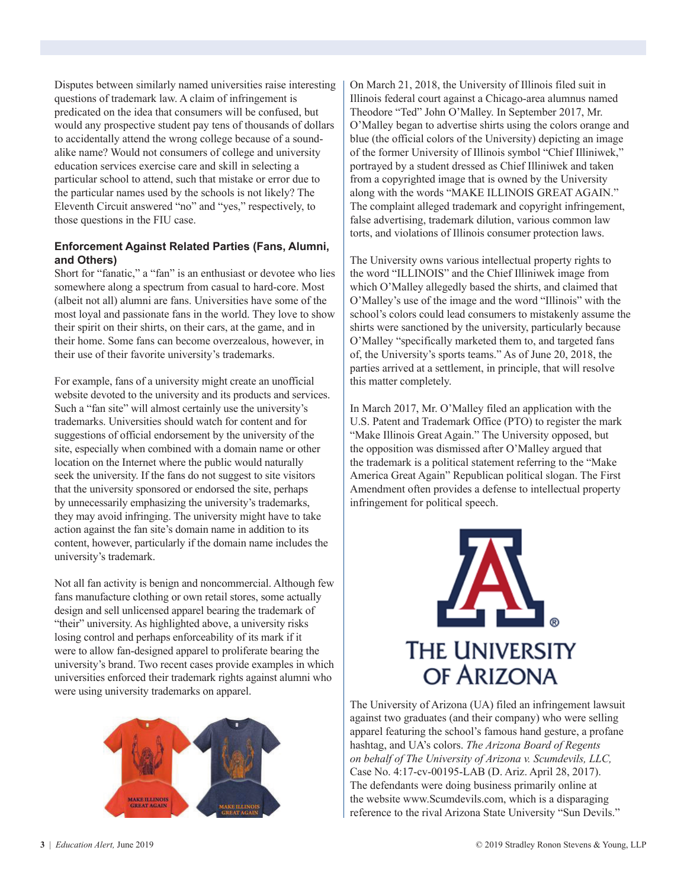Disputes between similarly named universities raise interesting questions of trademark law. A claim of infringement is predicated on the idea that consumers will be confused, but would any prospective student pay tens of thousands of dollars to accidentally attend the wrong college because of a sound-alike name? Would not consumers of college and university education services exercise care and skill in selecting a particular school to attend, such that mistake or error due to the particular names used by the schools is not likely? The Eleventh Circuit answered "no" and "yes," respectively, to those questions in the FIU case.

### Enforcement Against Related Parties (Fans, Alumni, and Others)

Short for "fanatic," a "fan" is an enthusiast or devotee who lies somewhere along a spectrum from casual to hard-core. Most (albeit not all) alumni are fans. Universities have some of the most loyal and passionate fans in the world. They love to show their spirit on their shirts, on their cars, at the game, and in their home. Some fans can become overzealous, however, in their use of their favorite university's trademarks.

For example, fans of a university might create an unofficial website devoted to the university and its products and services. Such a "fan site" will almost certainly use the university's trademarks. Universities should watch for content and for suggestions of official endorsement by the university of the site, especially when combined with a domain name or other location on the Internet where the public would naturally seek the university. If the fans do not suggest to site visitors that the university sponsored or endorsed the site, perhaps by unnecessarily emphasizing the university's trademarks, they may avoid infringing. The university might have to take action against the fan site's domain name in addition to its content, however, particularly if the domain name includes the university's trademark.

Not all fan activity is benign and noncommercial. Although few fans manufacture clothing or own retail stores, some actually design and sell unlicensed apparel bearing the trademark of "their" university. As highlighted above, a university risks losing control and perhaps enforceability of its mark if it were to allow fan-designed apparel to proliferate bearing the university's brand. Two recent cases provide examples in which universities enforced their trademark rights against alumni who were using university trademarks on apparel.

On March 21, 2018, the University of Illinois filed suit in Illinois federal court against a Chicago-area alumnus named Theodore "Ted" John O'Malley. In September 2017, Mr. O'Malley began to advertise shirts using the colors orange and blue (the official colors of the University) depicting an image of the former University of Illinois symbol "Chief Illiniwek," portrayed by a student dressed as Chief Illiniwek and taken from a copyrighted image that is owned by the University along with the words "MAKE ILLINOIS GREAT AGAIN." The complaint alleged trademark and copyright infringement, false advertising, trademark dilution, various common law torts, and violations of Illinois consumer protection laws.

The University owns various intellectual property rights to the word "ILLINOIS" and the Chief Illiniwek image from which O'Malley allegedly based the shirts, and claimed that O'Malley's use of the image and the word "Illinois" with the school's colors could lead consumers to mistakenly assume the shirts were sanctioned by the university, particularly because O'Malley "specifically marketed them to, and targeted fans of, the University's sports teams." As of June 20, 2018, the parties arrived at a settlement, in principle, that will resolve this matter completely.

In March 2017, Mr. O'Malley filed an application with the U.S. Patent and Trademark Office (PTO) to register the mark "Make Illinois Great Again." The University opposed, but the opposition was dismissed after O'Malley argued that the trademark is a political statement referring to the "Make America Great Again" Republican political slogan. The First Amendment often provides a defense to intellectual property infringement for political speech.

The University of Arizona (UA) filed an infringement lawsuit against two graduates (and their company) who were selling apparel featuring the school's famous hand gesture, a profane hashtag, and UA's colors. *The Arizona Board of Regents on behalf of The University of Arizona v. Scumdevils, LLC,* Case No. 4:17-cv-00195-LAB (D. Ariz. April 28, 2017). The defendants were doing business primarily online at the website www.Scumdevils.com, which is a disparaging reference to the rival Arizona State University "Sun Devils."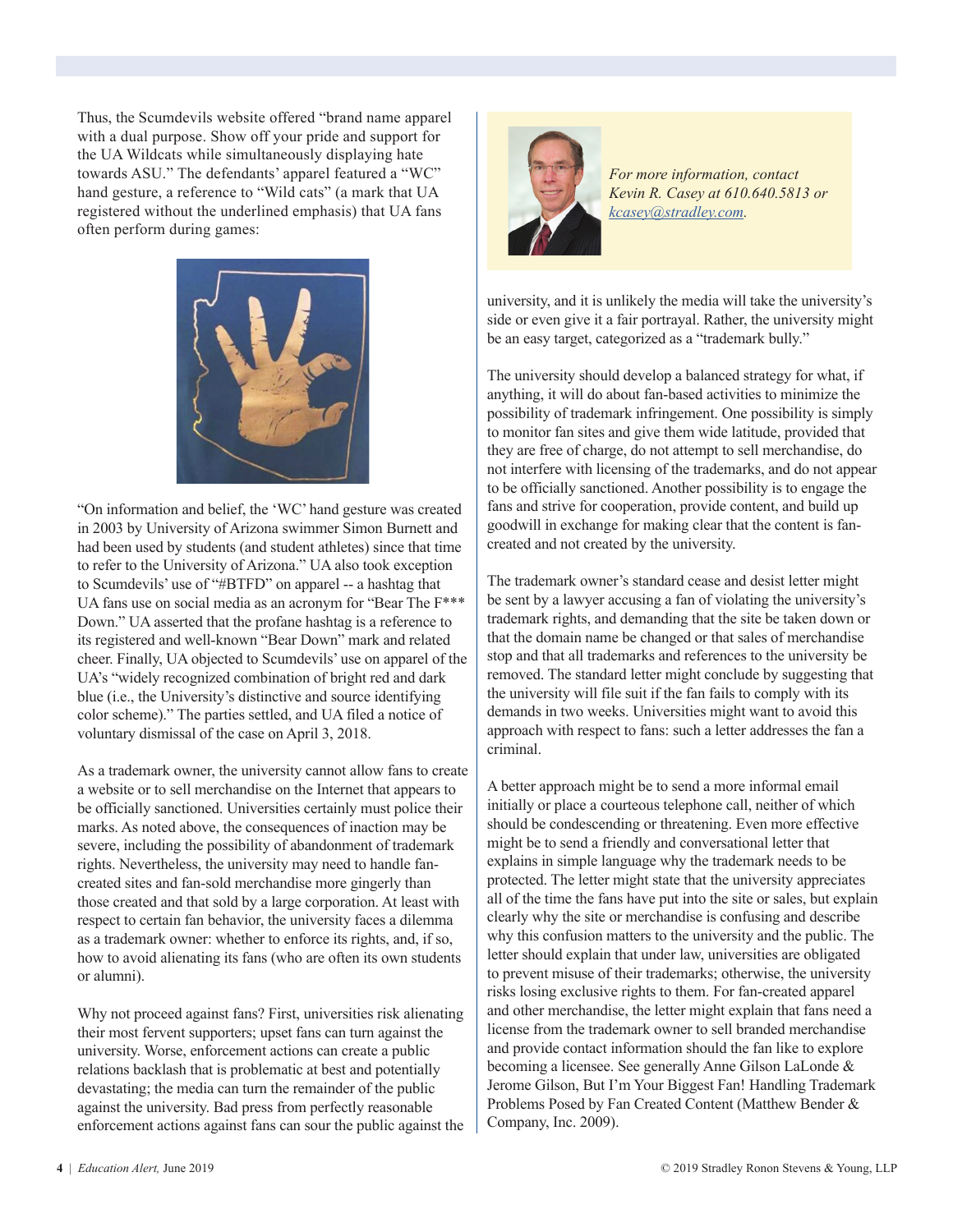Thus, the Scumdevils website offered "brand name apparel with a dual purpose. Show off your pride and support for the UA Wildcats while simultaneously displaying hate towards ASU." The defendants' apparel featured a "WC" hand gesture, a reference to "Wild cats" (a mark that UA registered without the underlined emphasis) that UA fans often perform during games:

"On information and belief, the 'WC' hand gesture was created in 2003 by University of Arizona swimmer Simon Burnett and had been used by students (and student athletes) since that time to refer to the University of Arizona." UA also took exception to Scumdevils' use of "#BTFD" on apparel -- a hashtag that UA fans use on social media as an acronym for "Bear The F*** Down." UA asserted that the profane hashtag is a reference to its registered and well-known "Bear Down" mark and related cheer. Finally, UA objected to Scumdevils' use on apparel of the UA's "widely recognized combination of bright red and dark blue (i.e., the University's distinctive and source identifying color scheme)." The parties settled, and UA filed a notice of voluntary dismissal of the case on April 3, 2018.

As a trademark owner, the university cannot allow fans to create a website or to sell merchandise on the Internet that appears to be officially sanctioned. Universities certainly must police their marks. As noted above, the consequences of inaction may be severe, including the possibility of abandonment of trademark rights. Nevertheless, the university may need to handle fan-created sites and fan-sold merchandise more gingerly than those created and that sold by a large corporation. At least with respect to certain fan behavior, the university faces a dilemma as a trademark owner: whether to enforce its rights, and, if so, how to avoid alienating its fans (who are often its own students or alumni).

Why not proceed against fans? First, universities risk alienating their most fervent supporters; upset fans can turn against the university. Worse, enforcement actions can create a public relations backlash that is problematic at best and potentially devastating; the media can turn the remainder of the public against the university. Bad press from perfectly reasonable enforcement actions against fans can sour the public against the university, and it is unlikely the media will take the university's side or even give it a fair portrayal. Rather, the university might be an easy target, categorized as a "trademark bully."

*For more information, contact Kevin R. Casey at 610.640.5813 or [kcasey@stradley.com](mailto:kcasey@stradley.com).*

The university should develop a balanced strategy for what, if anything, it will do about fan-based activities to minimize the possibility of trademark infringement. One possibility is simply to monitor fan sites and give them wide latitude, provided that they are free of charge, do not attempt to sell merchandise, do not interfere with licensing of the trademarks, and do not appear to be officially sanctioned. Another possibility is to engage the fans and strive for cooperation, provide content, and build up goodwill in exchange for making clear that the content is fan-created and not created by the university.

The trademark owner's standard cease and desist letter might be sent by a lawyer accusing a fan of violating the university's trademark rights, and demanding that the site be taken down or that the domain name be changed or that sales of merchandise stop and that all trademarks and references to the university be removed. The standard letter might conclude by suggesting that the university will file suit if the fan fails to comply with its demands in two weeks. Universities might want to avoid this approach with respect to fans: such a letter addresses the fan a criminal.

A better approach might be to send a more informal email initially or place a courteous telephone call, neither of which should be condescending or threatening. Even more effective might be to send a friendly and conversational letter that explains in simple language why the trademark needs to be protected. The letter might state that the university appreciates all of the time the fans have put into the site or sales, but explain clearly why the site or merchandise is confusing and describe why this confusion matters to the university and the public. The letter should explain that under law, universities are obligated to prevent misuse of their trademarks; otherwise, the university risks losing exclusive rights to them. For fan-created apparel and other merchandise, the letter might explain that fans need a license from the trademark owner to sell branded merchandise and provide contact information should the fan like to explore becoming a licensee. See generally Anne Gilson LaLonde & Jerome Gilson, But I'm Your Biggest Fan! Handling Trademark Problems Posed by Fan Created Content (Matthew Bender & Company, Inc. 2009).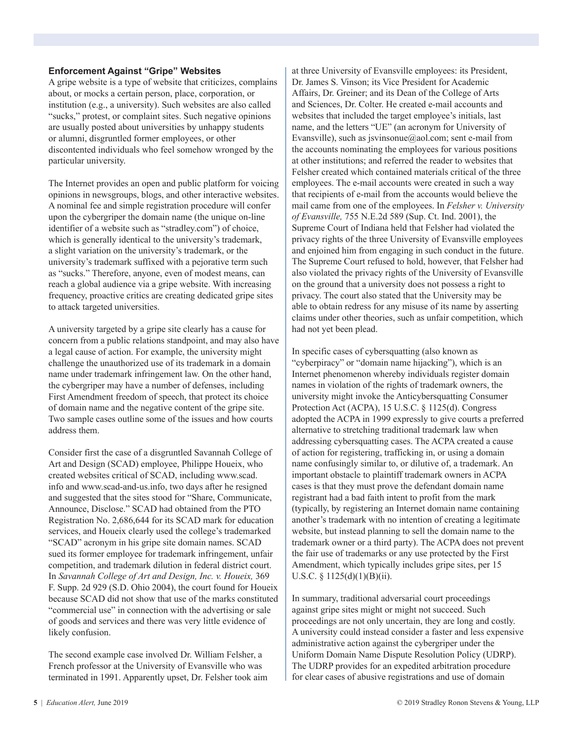### Enforcement Against "Gripe" Websites

A gripe website is a type of website that criticizes, complains about, or mocks a certain person, place, corporation, or institution (e.g., a university). Such websites are also called "sucks," protest, or complaint sites. Such negative opinions are usually posted about universities by unhappy students or alumni, disgruntled former employees, or other discontented individuals who feel somehow wronged by the particular university.

The Internet provides an open and public platform for voicing opinions in newsgroups, blogs, and other interactive websites. A nominal fee and simple registration procedure will confer upon the cybergriper the domain name (the unique on-line identifier of a website such as "stradley.com") of choice, which is generally identical to the university's trademark, a slight variation on the university's trademark, or the university's trademark suffixed with a pejorative term such as "sucks." Therefore, anyone, even of modest means, can reach a global audience via a gripe website. With increasing frequency, proactive critics are creating dedicated gripe sites to attack targeted universities.

A university targeted by a gripe site clearly has a cause for concern from a public relations standpoint, and may also have a legal cause of action. For example, the university might challenge the unauthorized use of its trademark in a domain name under trademark infringement law. On the other hand, the cybergriper may have a number of defenses, including First Amendment freedom of speech, that protect its choice of domain name and the negative content of the gripe site. Two sample cases outline some of the issues and how courts address them.

Consider first the case of a disgruntled Savannah College of Art and Design (SCAD) employee, Philippe Houeix, who created websites critical of SCAD, including www.scad.info and www.scad-and-us.info, two days after he resigned and suggested that the sites stood for "Share, Communicate, Announce, Disclose." SCAD had obtained from the PTO Registration No. 2,686,644 for its SCAD mark for education services, and Houeix clearly used the college's trademarked "SCAD" acronym in his gripe site domain names. SCAD sued its former employee for trademark infringement, unfair competition, and trademark dilution in federal district court. In *Savannah College of Art and Design, Inc. v. Houeix,* 369 F. Supp. 2d 929 (S.D. Ohio 2004), the court found for Houeix because SCAD did not show that use of the marks constituted "commercial use" in connection with the advertising or sale of goods and services and there was very little evidence of likely confusion.

The second example case involved Dr. William Felsher, a French professor at the University of Evansville who was terminated in 1991. Apparently upset, Dr. Felsher took aim at three University of Evansville employees: its President, Dr. James S. Vinson; its Vice President for Academic Affairs, Dr. Greiner; and its Dean of the College of Arts and Sciences, Dr. Colter. He created e-mail accounts and websites that included the target employee's initials, last name, and the letters "UE" (an acronym for University of Evansville), such as jsvinsonue@aol.com; sent e-mail from the accounts nominating the employees for various positions at other institutions; and referred the reader to websites that Felsher created which contained materials critical of the three employees. The e-mail accounts were created in such a way that recipients of e-mail from the accounts would believe the mail came from one of the employees. In *Felsher v. University of Evansville,* 755 N.E.2d 589 (Sup. Ct. Ind. 2001), the Supreme Court of Indiana held that Felsher had violated the privacy rights of the three University of Evansville employees and enjoined him from engaging in such conduct in the future. The Supreme Court refused to hold, however, that Felsher had also violated the privacy rights of the University of Evansville on the ground that a university does not possess a right to privacy. The court also stated that the University may be able to obtain redress for any misuse of its name by asserting claims under other theories, such as unfair competition, which had not yet been plead.

In specific cases of cybersquatting (also known as "cyberpiracy" or "domain name hijacking"), which is an Internet phenomenon whereby individuals register domain names in violation of the rights of trademark owners, the university might invoke the Anticybersquatting Consumer Protection Act (ACPA), 15 U.S.C. § 1125(d). Congress adopted the ACPA in 1999 expressly to give courts a preferred alternative to stretching traditional trademark law when addressing cybersquatting cases. The ACPA created a cause of action for registering, trafficking in, or using a domain name confusingly similar to, or dilutive of, a trademark. An important obstacle to plaintiff trademark owners in ACPA cases is that they must prove the defendant domain name registrant had a bad faith intent to profit from the mark (typically, by registering an Internet domain name containing another's trademark with no intention of creating a legitimate website, but instead planning to sell the domain name to the trademark owner or a third party). The ACPA does not prevent the fair use of trademarks or any use protected by the First Amendment, which typically includes gripe sites, per 15 U.S.C. § 1125(d)(1)(B)(ii).

In summary, traditional adversarial court proceedings against gripe sites might or might not succeed. Such proceedings are not only uncertain, they are long and costly. A university could instead consider a faster and less expensive administrative action against the cybergriper under the Uniform Domain Name Dispute Resolution Policy (UDRP). The UDRP provides for an expedited arbitration procedure for clear cases of abusive registrations and use of domain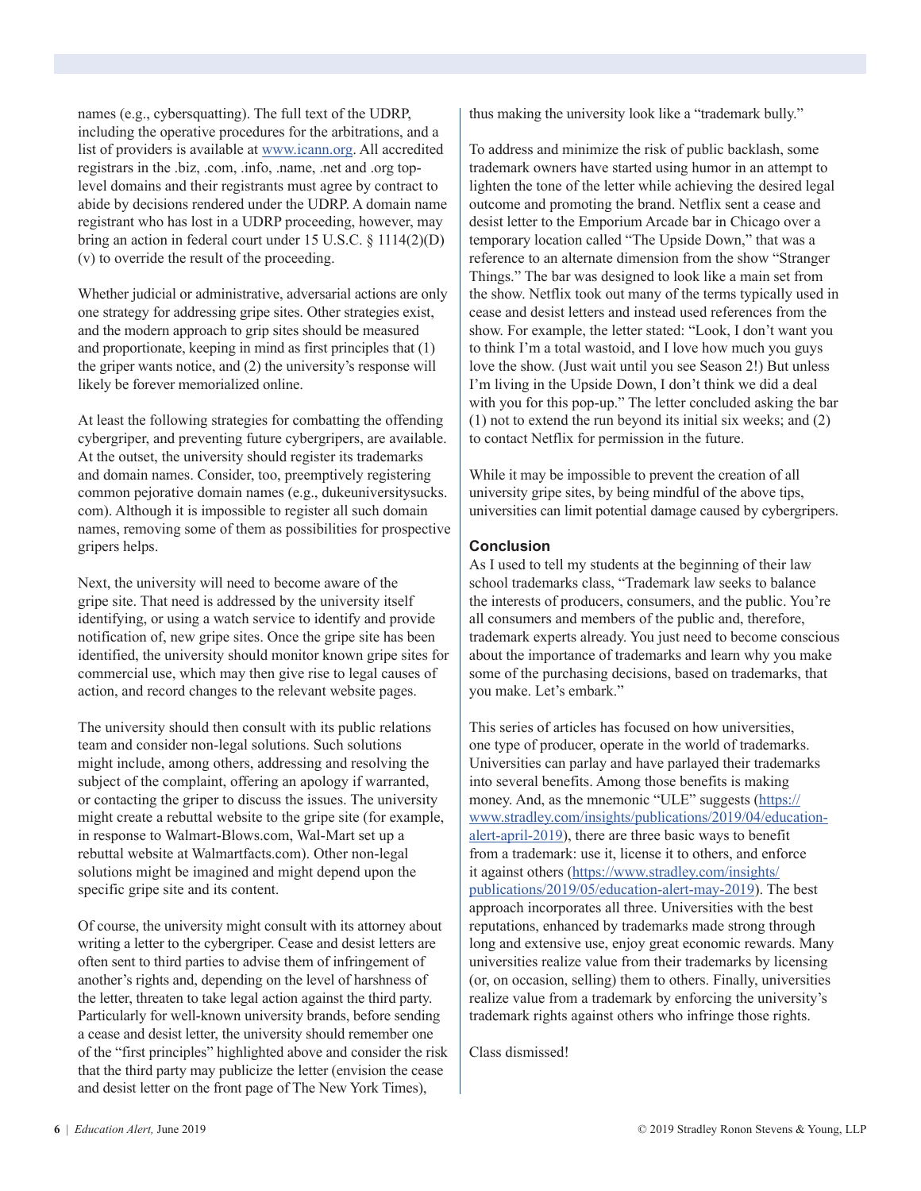names (e.g., cybersquatting). The full text of the UDRP, including the operative procedures for the arbitrations, and a list of providers is available at [www.icann.org](www.icann.org). All accredited registrars in the .biz, .com, .info, .name, .net and .org top-level domains and their registrants must agree by contract to abide by decisions rendered under the UDRP. A domain name registrant who has lost in a UDRP proceeding, however, may bring an action in federal court under 15 U.S.C. § 1114(2)(D)(v) to override the result of the proceeding.

Whether judicial or administrative, adversarial actions are only one strategy for addressing gripe sites. Other strategies exist, and the modern approach to grip sites should be measured and proportionate, keeping in mind as first principles that (1) the griper wants notice, and (2) the university's response will likely be forever memorialized online.

At least the following strategies for combatting the offending cybergriper, and preventing future cybergripers, are available. At the outset, the university should register its trademarks and domain names. Consider, too, preemptively registering common pejorative domain names (e.g., dukeuniversitysucks.com). Although it is impossible to register all such domain names, removing some of them as possibilities for prospective gripers helps.

Next, the university will need to become aware of the gripe site. That need is addressed by the university itself identifying, or using a watch service to identify and provide notification of, new gripe sites. Once the gripe site has been identified, the university should monitor known gripe sites for commercial use, which may then give rise to legal causes of action, and record changes to the relevant website pages.

The university should then consult with its public relations team and consider non-legal solutions. Such solutions might include, among others, addressing and resolving the subject of the complaint, offering an apology if warranted, or contacting the griper to discuss the issues. The university might create a rebuttal website to the gripe site (for example, in response to Walmart-Blows.com, Wal-Mart set up a rebuttal website at Walmartfacts.com). Other non-legal solutions might be imagined and might depend upon the specific gripe site and its content.

Of course, the university might consult with its attorney about writing a letter to the cybergriper. Cease and desist letters are often sent to third parties to advise them of infringement of another's rights and, depending on the level of harshness of the letter, threaten to take legal action against the third party. Particularly for well-known university brands, before sending a cease and desist letter, the university should remember one of the "first principles" highlighted above and consider the risk that the third party may publicize the letter (envision the cease and desist letter on the front page of The New York Times), thus making the university look like a "trademark bully."

To address and minimize the risk of public backlash, some trademark owners have started using humor in an attempt to lighten the tone of the letter while achieving the desired legal outcome and promoting the brand. Netflix sent a cease and desist letter to the Emporium Arcade bar in Chicago over a temporary location called "The Upside Down," that was a reference to an alternate dimension from the show "Stranger Things." The bar was designed to look like a main set from the show. Netflix took out many of the terms typically used in cease and desist letters and instead used references from the show. For example, the letter stated: "Look, I don't want you to think I'm a total wastoid, and I love how much you guys love the show. (Just wait until you see Season 2!) But unless I'm living in the Upside Down, I don't think we did a deal with you for this pop-up." The letter concluded asking the bar (1) not to extend the run beyond its initial six weeks; and (2) to contact Netflix for permission in the future.

While it may be impossible to prevent the creation of all university gripe sites, by being mindful of the above tips, universities can limit potential damage caused by cybergripers.

## Conclusion

As I used to tell my students at the beginning of their law school trademarks class, "Trademark law seeks to balance the interests of producers, consumers, and the public. You're all consumers and members of the public and, therefore, trademark experts already. You just need to become conscious about the importance of trademarks and learn why you make some of the purchasing decisions, based on trademarks, that you make. Let's embark."

This series of articles has focused on how universities, one type of producer, operate in the world of trademarks. Universities can parlay and have parlayed their trademarks into several benefits. Among those benefits is making money. And, as the mnemonic "ULE" suggests ([https://www.stradley.com/insights/publications/2019/04/education-alert-april-2019](https://www.stradley.com/insights/publications/2019/04/education-alert-april-2019)), there are three basic ways to benefit from a trademark: use it, license it to others, and enforce it against others ([https://www.stradley.com/insights/publications/2019/05/education-alert-may-2019](https://www.stradley.com/insights/publications/2019/05/education-alert-may-2019)). The best approach incorporates all three. Universities with the best reputations, enhanced by trademarks made strong through long and extensive use, enjoy great economic rewards. Many universities realize value from their trademarks by licensing (or, on occasion, selling) them to others. Finally, universities realize value from a trademark by enforcing the university's trademark rights against others who infringe those rights.

Class dismissed!